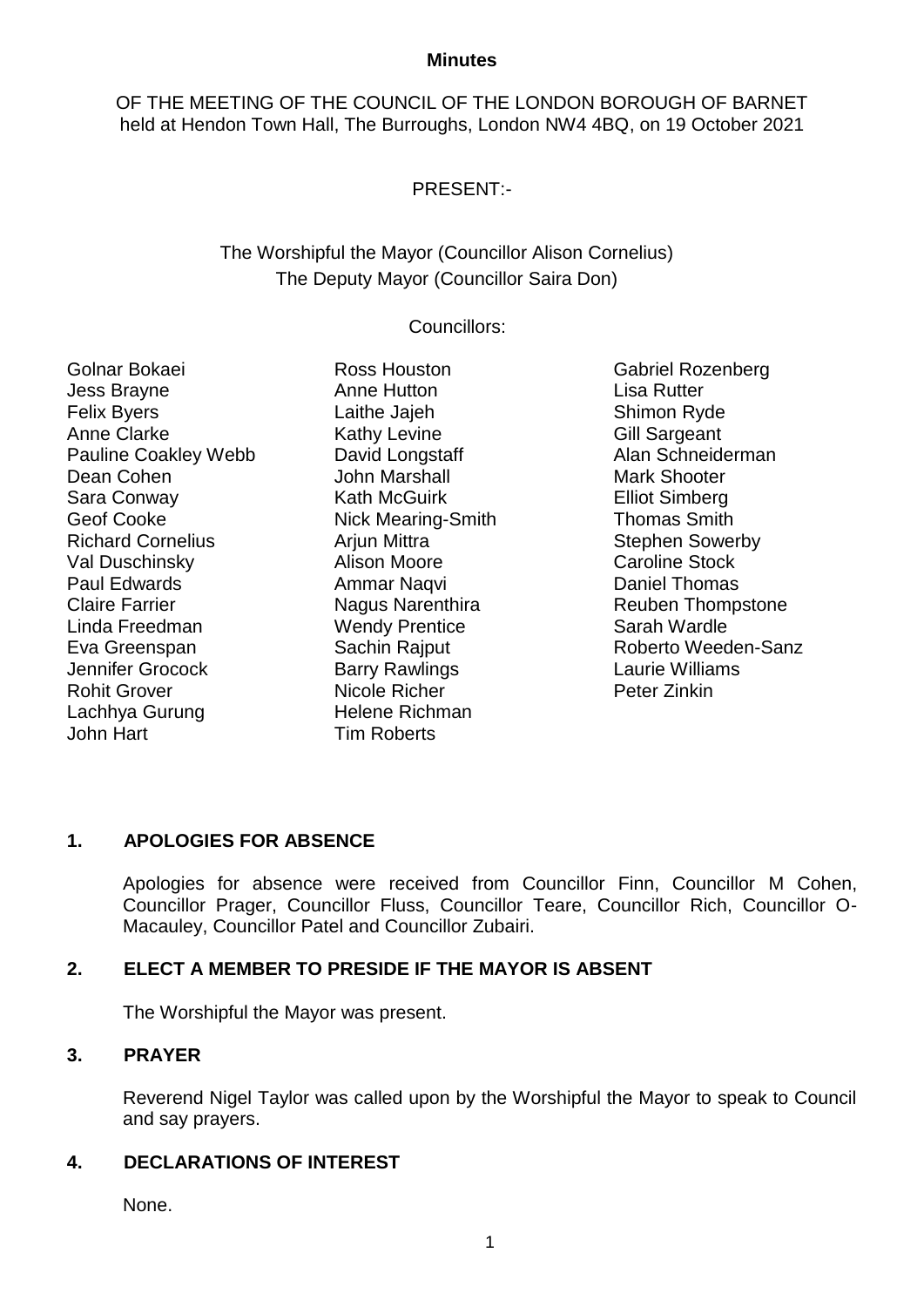**Minutes**

OF THE MEETING OF THE COUNCIL OF THE LONDON BOROUGH OF BARNET held at Hendon Town Hall, The Burroughs, London NW4 4BQ, on 19 October 2021

PRESENT:-

The Worshipful the Mayor (Councillor Alison Cornelius)
The Deputy Mayor (Councillor Saira Don)

Councillors:

Golnar Bokaei
Jess Brayne
Felix Byers
Anne Clarke
Pauline Coakley Webb
Dean Cohen
Sara Conway
Geof Cooke
Richard Cornelius
Val Duschinsky
Paul Edwards
Claire Farrier
Linda Freedman
Eva Greenspan
Jennifer Grocock
Rohit Grover
Lachhya Gurung
John Hart
Ross Houston
Anne Hutton
Laithe Jajeh
Kathy Levine
David Longstaff
John Marshall
Kath McGuirk
Nick Mearing-Smith
Arjun Mittra
Alison Moore
Ammar Naqvi
Nagus Narenthira
Wendy Prentice
Sachin Rajput
Barry Rawlings
Nicole Richer
Helene Richman
Tim Roberts
Gabriel Rozenberg
Lisa Rutter
Shimon Ryde
Gill Sargeant
Alan Schneiderman
Mark Shooter
Elliot Simberg
Thomas Smith
Stephen Sowerby
Caroline Stock
Daniel Thomas
Reuben Thompstone
Sarah Wardle
Roberto Weeden-Sanz
Laurie Williams
Peter Zinkin

## 1. APOLOGIES FOR ABSENCE

Apologies for absence were received from Councillor Finn, Councillor M Cohen, Councillor Prager, Councillor Fluss, Councillor Teare, Councillor Rich, Councillor O-Macauley, Councillor Patel and Councillor Zubairi.

## 2. ELECT A MEMBER TO PRESIDE IF THE MAYOR IS ABSENT

The Worshipful the Mayor was present.

## 3. PRAYER

Reverend Nigel Taylor was called upon by the Worshipful the Mayor to speak to Council and say prayers.

## 4. DECLARATIONS OF INTEREST

None.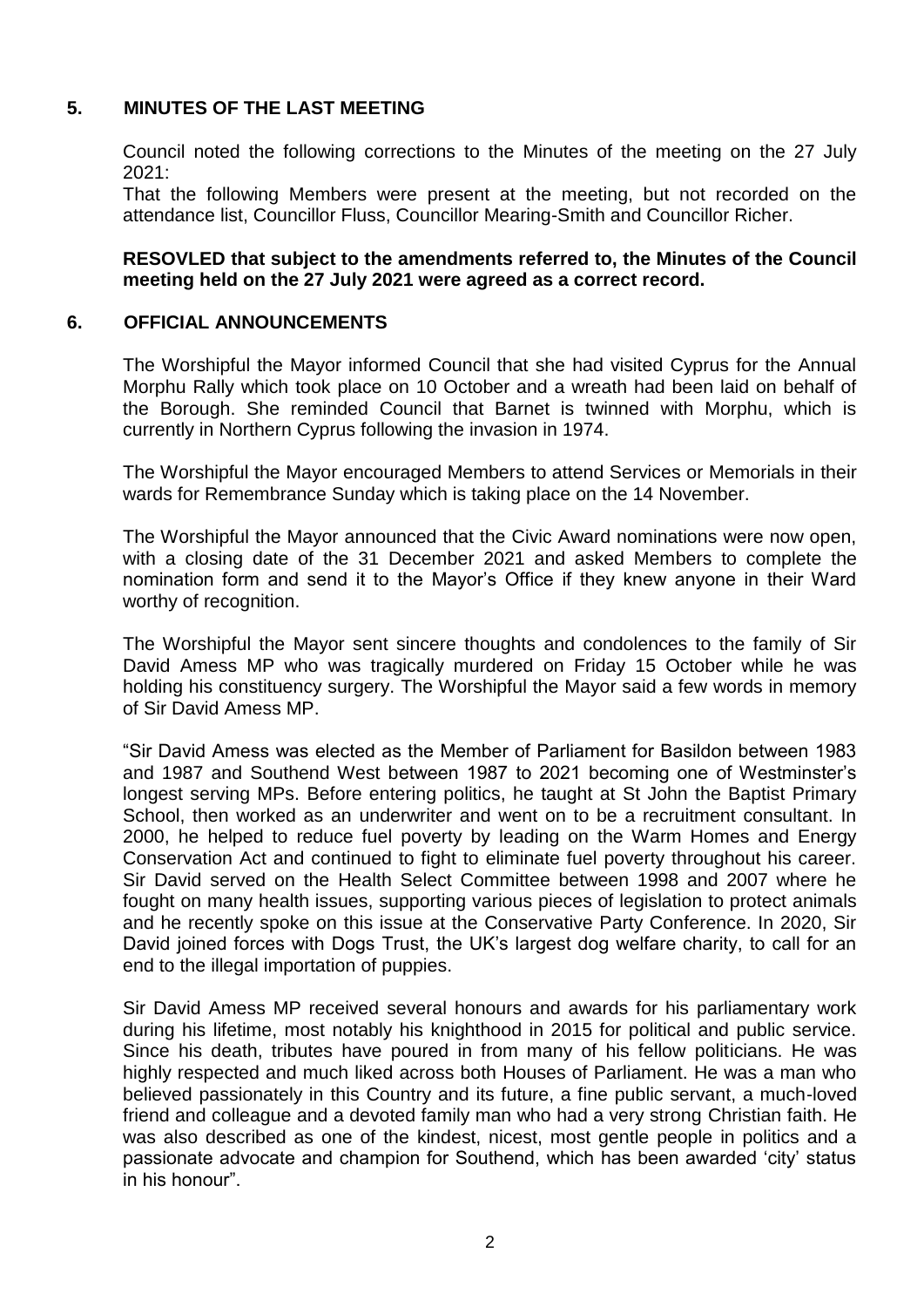## 5. MINUTES OF THE LAST MEETING

Council noted the following corrections to the Minutes of the meeting on the 27 July 2021:

That the following Members were present at the meeting, but not recorded on the attendance list, Councillor Fluss, Councillor Mearing-Smith and Councillor Richer.

**RESOVLED that subject to the amendments referred to, the Minutes of the Council meeting held on the 27 July 2021 were agreed as a correct record.**

## 6. OFFICIAL ANNOUNCEMENTS

The Worshipful the Mayor informed Council that she had visited Cyprus for the Annual Morphu Rally which took place on 10 October and a wreath had been laid on behalf of the Borough. She reminded Council that Barnet is twinned with Morphu, which is currently in Northern Cyprus following the invasion in 1974.

The Worshipful the Mayor encouraged Members to attend Services or Memorials in their wards for Remembrance Sunday which is taking place on the 14 November.

The Worshipful the Mayor announced that the Civic Award nominations were now open, with a closing date of the 31 December 2021 and asked Members to complete the nomination form and send it to the Mayor's Office if they knew anyone in their Ward worthy of recognition.

The Worshipful the Mayor sent sincere thoughts and condolences to the family of Sir David Amess MP who was tragically murdered on Friday 15 October while he was holding his constituency surgery. The Worshipful the Mayor said a few words in memory of Sir David Amess MP.

"Sir David Amess was elected as the Member of Parliament for Basildon between 1983 and 1987 and Southend West between 1987 to 2021 becoming one of Westminster's longest serving MPs. Before entering politics, he taught at St John the Baptist Primary School, then worked as an underwriter and went on to be a recruitment consultant. In 2000, he helped to reduce fuel poverty by leading on the Warm Homes and Energy Conservation Act and continued to fight to eliminate fuel poverty throughout his career. Sir David served on the Health Select Committee between 1998 and 2007 where he fought on many health issues, supporting various pieces of legislation to protect animals and he recently spoke on this issue at the Conservative Party Conference. In 2020, Sir David joined forces with Dogs Trust, the UK's largest dog welfare charity, to call for an end to the illegal importation of puppies.

Sir David Amess MP received several honours and awards for his parliamentary work during his lifetime, most notably his knighthood in 2015 for political and public service. Since his death, tributes have poured in from many of his fellow politicians. He was highly respected and much liked across both Houses of Parliament. He was a man who believed passionately in this Country and its future, a fine public servant, a much-loved friend and colleague and a devoted family man who had a very strong Christian faith. He was also described as one of the kindest, nicest, most gentle people in politics and a passionate advocate and champion for Southend, which has been awarded 'city' status in his honour".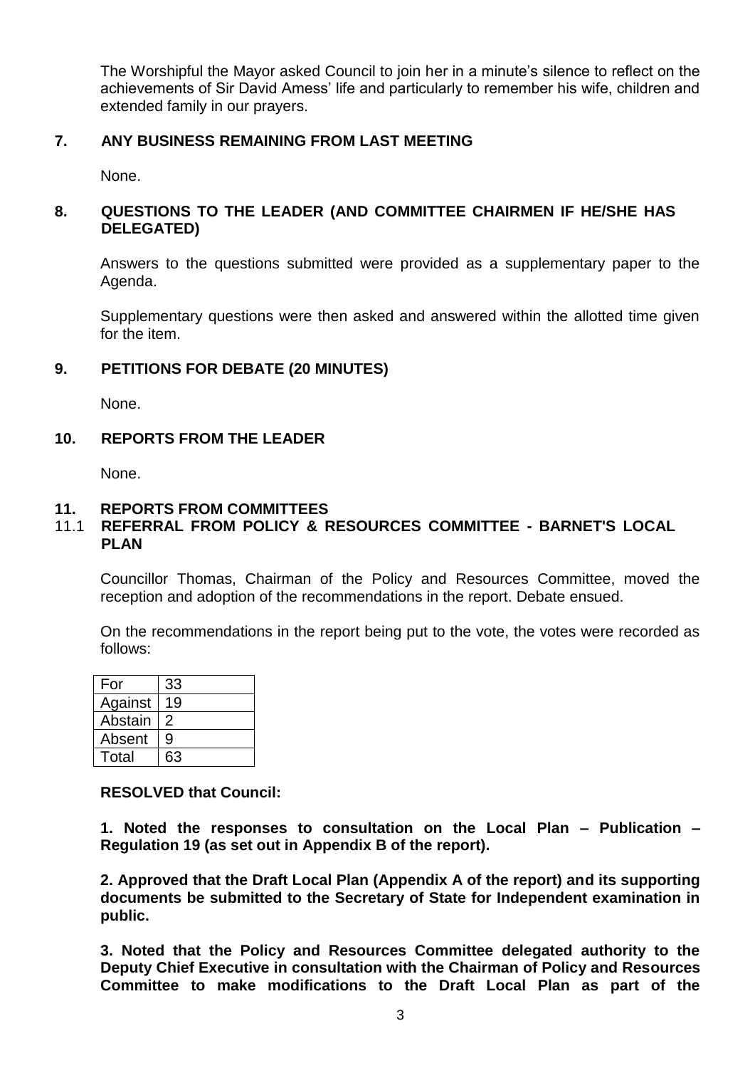The Worshipful the Mayor asked Council to join her in a minute's silence to reflect on the achievements of Sir David Amess' life and particularly to remember his wife, children and extended family in our prayers.

## 7. ANY BUSINESS REMAINING FROM LAST MEETING

None.

## 8. QUESTIONS TO THE LEADER (AND COMMITTEE CHAIRMEN IF HE/SHE HAS DELEGATED)

Answers to the questions submitted were provided as a supplementary paper to the Agenda.

Supplementary questions were then asked and answered within the allotted time given for the item.

## 9. PETITIONS FOR DEBATE (20 MINUTES)

None.

## 10. REPORTS FROM THE LEADER

None.

## 11. REPORTS FROM COMMITTEES

### 11.1 REFERRAL FROM POLICY & RESOURCES COMMITTEE - BARNET'S LOCAL PLAN

Councillor Thomas, Chairman of the Policy and Resources Committee, moved the reception and adoption of the recommendations in the report. Debate ensued.

On the recommendations in the report being put to the vote, the votes were recorded as follows:

| | |
|---|---|
| For | 33 |
| Against | 19 |
| Abstain | 2 |
| Absent | 9 |
| Total | 63 |

**RESOLVED that Council:**

**1. Noted the responses to consultation on the Local Plan – Publication – Regulation 19 (as set out in Appendix B of the report).**

**2. Approved that the Draft Local Plan (Appendix A of the report) and its supporting documents be submitted to the Secretary of State for Independent examination in public.**

**3. Noted that the Policy and Resources Committee delegated authority to the Deputy Chief Executive in consultation with the Chairman of Policy and Resources Committee to make modifications to the Draft Local Plan as part of the**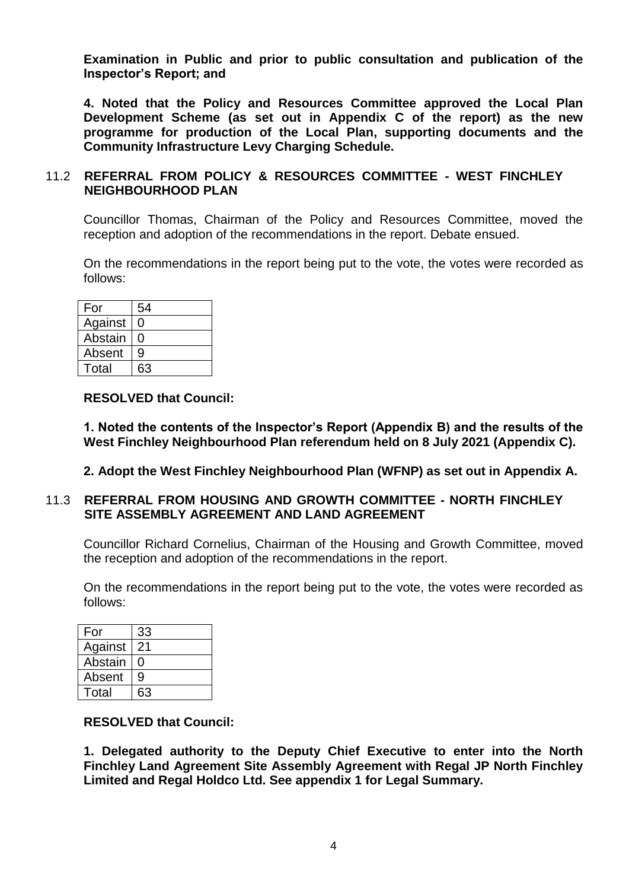**Examination in Public and prior to public consultation and publication of the Inspector's Report; and**

**4. Noted that the Policy and Resources Committee approved the Local Plan Development Scheme (as set out in Appendix C of the report) as the new programme for production of the Local Plan, supporting documents and the Community Infrastructure Levy Charging Schedule.**

### 11.2 REFERRAL FROM POLICY & RESOURCES COMMITTEE - WEST FINCHLEY NEIGHBOURHOOD PLAN

Councillor Thomas, Chairman of the Policy and Resources Committee, moved the reception and adoption of the recommendations in the report. Debate ensued.

On the recommendations in the report being put to the vote, the votes were recorded as follows:

| For | 54 |
|---|---|
| Against | 0 |
| Abstain | 0 |
| Absent | 9 |
| Total | 63 |

**RESOLVED that Council:**

**1. Noted the contents of the Inspector's Report (Appendix B) and the results of the West Finchley Neighbourhood Plan referendum held on 8 July 2021 (Appendix C).**

**2. Adopt the West Finchley Neighbourhood Plan (WFNP) as set out in Appendix A.**

### 11.3 REFERRAL FROM HOUSING AND GROWTH COMMITTEE - NORTH FINCHLEY SITE ASSEMBLY AGREEMENT AND LAND AGREEMENT

Councillor Richard Cornelius, Chairman of the Housing and Growth Committee, moved the reception and adoption of the recommendations in the report.

On the recommendations in the report being put to the vote, the votes were recorded as follows:

| For | 33 |
|---|---|
| Against | 21 |
| Abstain | 0 |
| Absent | 9 |
| Total | 63 |

**RESOLVED that Council:**

**1. Delegated authority to the Deputy Chief Executive to enter into the North Finchley Land Agreement Site Assembly Agreement with Regal JP North Finchley Limited and Regal Holdco Ltd. See appendix 1 for Legal Summary.**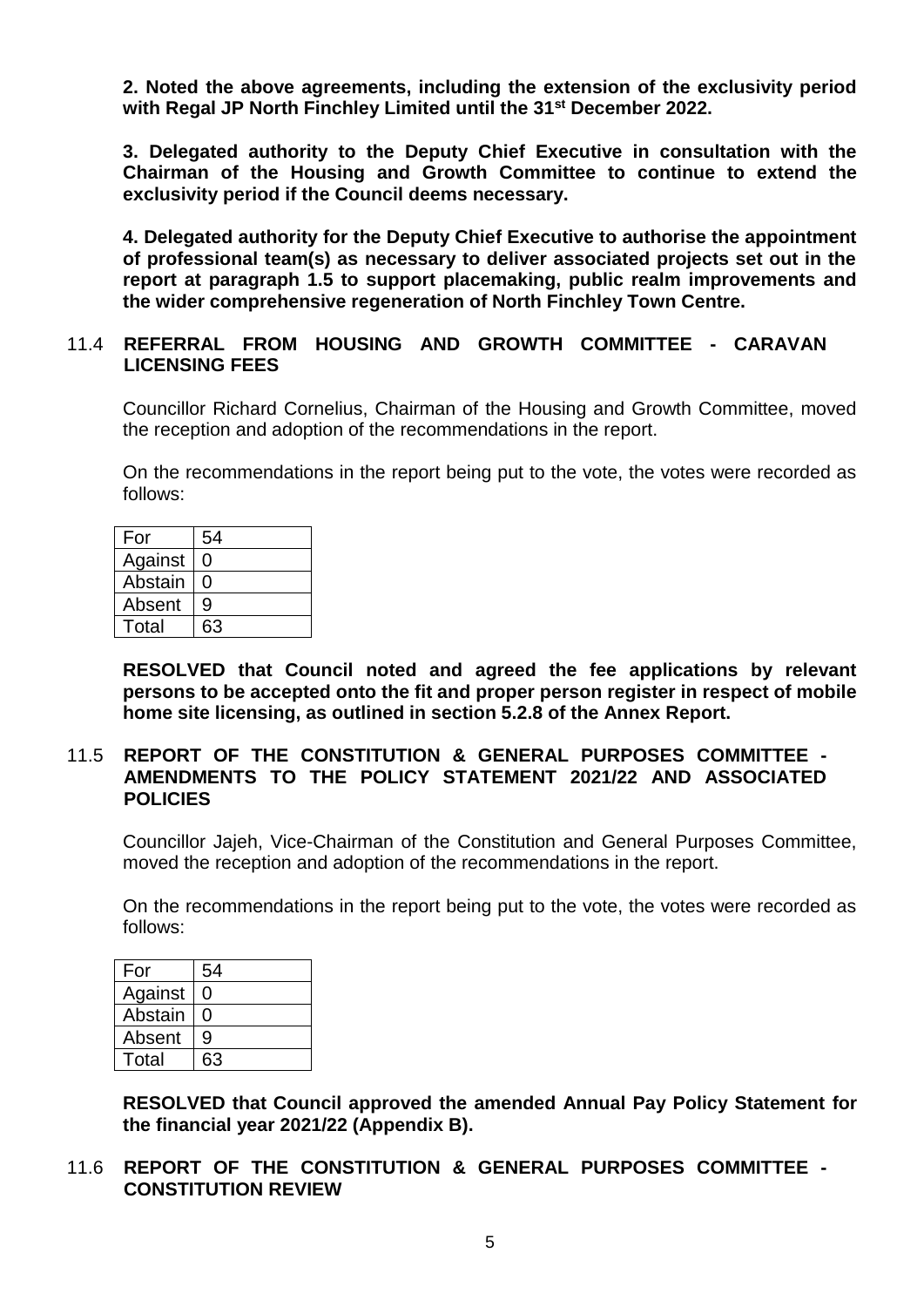**2. Noted the above agreements, including the extension of the exclusivity period with Regal JP North Finchley Limited until the 31st December 2022.**

**3. Delegated authority to the Deputy Chief Executive in consultation with the Chairman of the Housing and Growth Committee to continue to extend the exclusivity period if the Council deems necessary.**

**4. Delegated authority for the Deputy Chief Executive to authorise the appointment of professional team(s) as necessary to deliver associated projects set out in the report at paragraph 1.5 to support placemaking, public realm improvements and the wider comprehensive regeneration of North Finchley Town Centre.**

### 11.4 REFERRAL FROM HOUSING AND GROWTH COMMITTEE - CARAVAN LICENSING FEES

Councillor Richard Cornelius, Chairman of the Housing and Growth Committee, moved the reception and adoption of the recommendations in the report.

On the recommendations in the report being put to the vote, the votes were recorded as follows:

| For | 54 |
| --- | --- |
| Against | 0 |
| Abstain | 0 |
| Absent | 9 |
| Total | 63 |

**RESOLVED that Council noted and agreed the fee applications by relevant persons to be accepted onto the fit and proper person register in respect of mobile home site licensing, as outlined in section 5.2.8 of the Annex Report.**

### 11.5 REPORT OF THE CONSTITUTION & GENERAL PURPOSES COMMITTEE - AMENDMENTS TO THE POLICY STATEMENT 2021/22 AND ASSOCIATED POLICIES

Councillor Jajeh, Vice-Chairman of the Constitution and General Purposes Committee, moved the reception and adoption of the recommendations in the report.

On the recommendations in the report being put to the vote, the votes were recorded as follows:

| For | 54 |
| --- | --- |
| Against | 0 |
| Abstain | 0 |
| Absent | 9 |
| Total | 63 |

**RESOLVED that Council approved the amended Annual Pay Policy Statement for the financial year 2021/22 (Appendix B).**

### 11.6 REPORT OF THE CONSTITUTION & GENERAL PURPOSES COMMITTEE - CONSTITUTION REVIEW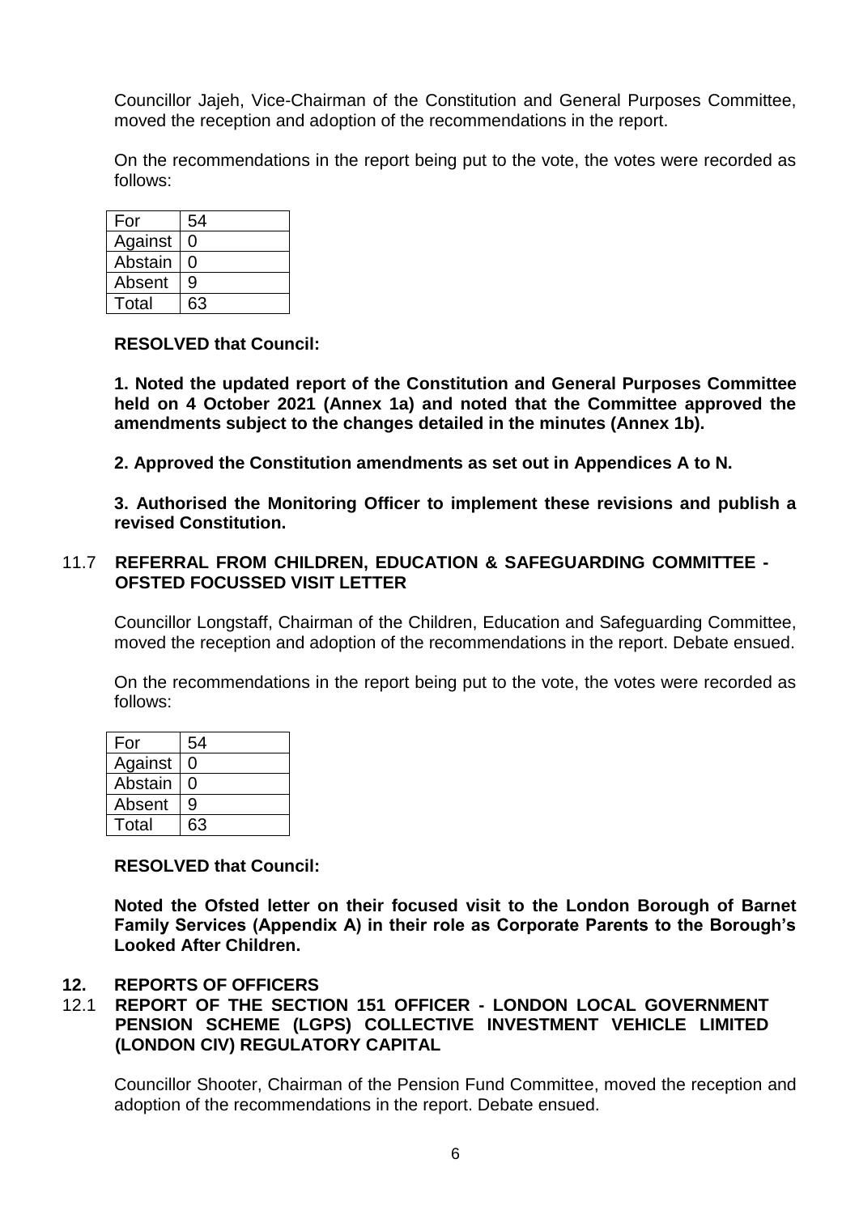Councillor Jajeh, Vice-Chairman of the Constitution and General Purposes Committee, moved the reception and adoption of the recommendations in the report.

On the recommendations in the report being put to the vote, the votes were recorded as follows:

| For | 54 |
|---|---|
| Against | 0 |
| Abstain | 0 |
| Absent | 9 |
| Total | 63 |

**RESOLVED that Council:**

**1. Noted the updated report of the Constitution and General Purposes Committee held on 4 October 2021 (Annex 1a) and noted that the Committee approved the amendments subject to the changes detailed in the minutes (Annex 1b).**

**2. Approved the Constitution amendments as set out in Appendices A to N.**

**3. Authorised the Monitoring Officer to implement these revisions and publish a revised Constitution.**

### 11.7 REFERRAL FROM CHILDREN, EDUCATION & SAFEGUARDING COMMITTEE - OFSTED FOCUSSED VISIT LETTER

Councillor Longstaff, Chairman of the Children, Education and Safeguarding Committee, moved the reception and adoption of the recommendations in the report. Debate ensued.

On the recommendations in the report being put to the vote, the votes were recorded as follows:

| For | 54 |
|---|---|
| Against | 0 |
| Abstain | 0 |
| Absent | 9 |
| Total | 63 |

**RESOLVED that Council:**

**Noted the Ofsted letter on their focused visit to the London Borough of Barnet Family Services (Appendix A) in their role as Corporate Parents to the Borough's Looked After Children.**

## 12. REPORTS OF OFFICERS

### 12.1 REPORT OF THE SECTION 151 OFFICER - LONDON LOCAL GOVERNMENT PENSION SCHEME (LGPS) COLLECTIVE INVESTMENT VEHICLE LIMITED (LONDON CIV) REGULATORY CAPITAL

Councillor Shooter, Chairman of the Pension Fund Committee, moved the reception and adoption of the recommendations in the report. Debate ensued.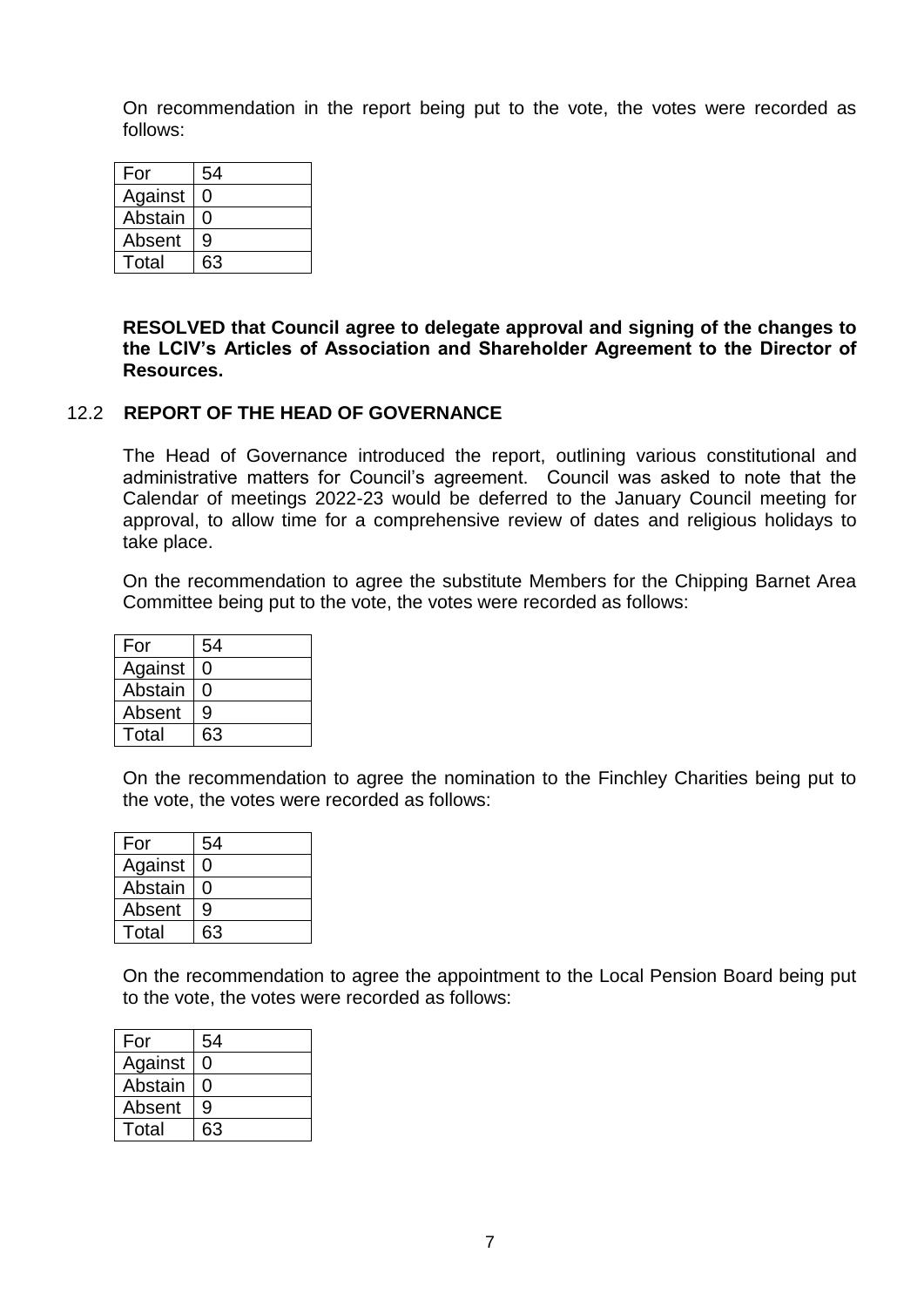On recommendation in the report being put to the vote, the votes were recorded as follows:

| For | 54 |
|---|---|
| Against | 0 |
| Abstain | 0 |
| Absent | 9 |
| Total | 63 |

**RESOLVED that Council agree to delegate approval and signing of the changes to the LCIV's Articles of Association and Shareholder Agreement to the Director of Resources.**

### 12.2 REPORT OF THE HEAD OF GOVERNANCE

The Head of Governance introduced the report, outlining various constitutional and administrative matters for Council's agreement. Council was asked to note that the Calendar of meetings 2022-23 would be deferred to the January Council meeting for approval, to allow time for a comprehensive review of dates and religious holidays to take place.

On the recommendation to agree the substitute Members for the Chipping Barnet Area Committee being put to the vote, the votes were recorded as follows:

| For | 54 |
|---|---|
| Against | 0 |
| Abstain | 0 |
| Absent | 9 |
| Total | 63 |

On the recommendation to agree the nomination to the Finchley Charities being put to the vote, the votes were recorded as follows:

| For | 54 |
|---|---|
| Against | 0 |
| Abstain | 0 |
| Absent | 9 |
| Total | 63 |

On the recommendation to agree the appointment to the Local Pension Board being put to the vote, the votes were recorded as follows:

| For | 54 |
|---|---|
| Against | 0 |
| Abstain | 0 |
| Absent | 9 |
| Total | 63 |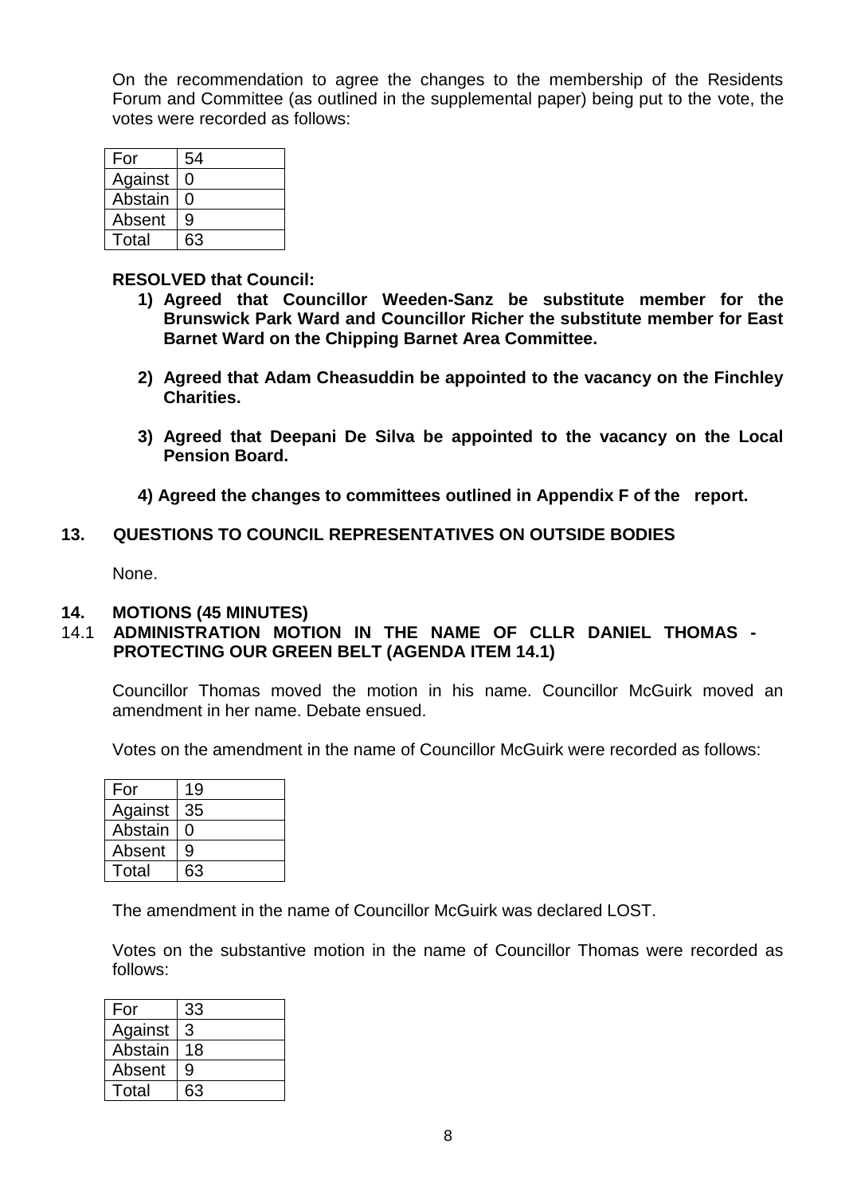On the recommendation to agree the changes to the membership of the Residents Forum and Committee (as outlined in the supplemental paper) being put to the vote, the votes were recorded as follows:

| For | 54 |
|---|---|
| Against | 0 |
| Abstain | 0 |
| Absent | 9 |
| Total | 63 |

**RESOLVED that Council:**

1) **Agreed that Councillor Weeden-Sanz be substitute member for the Brunswick Park Ward and Councillor Richer the substitute member for East Barnet Ward on the Chipping Barnet Area Committee.**

2) **Agreed that Adam Cheasuddin be appointed to the vacancy on the Finchley Charities.**

3) **Agreed that Deepani De Silva be appointed to the vacancy on the Local Pension Board.**

4) **Agreed the changes to committees outlined in Appendix F of the report.**

## 13. QUESTIONS TO COUNCIL REPRESENTATIVES ON OUTSIDE BODIES

None.

## 14. MOTIONS (45 MINUTES)

### 14.1 ADMINISTRATION MOTION IN THE NAME OF CLLR DANIEL THOMAS - PROTECTING OUR GREEN BELT (AGENDA ITEM 14.1)

Councillor Thomas moved the motion in his name. Councillor McGuirk moved an amendment in her name. Debate ensued.

Votes on the amendment in the name of Councillor McGuirk were recorded as follows:

| For | 19 |
|---|---|
| Against | 35 |
| Abstain | 0 |
| Absent | 9 |
| Total | 63 |

The amendment in the name of Councillor McGuirk was declared LOST.

Votes on the substantive motion in the name of Councillor Thomas were recorded as follows:

| For | 33 |
|---|---|
| Against | 3 |
| Abstain | 18 |
| Absent | 9 |
| Total | 63 |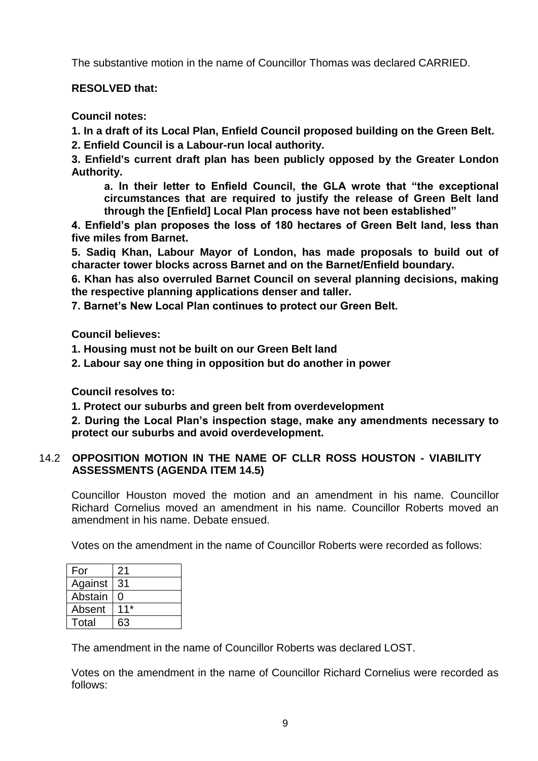The substantive motion in the name of Councillor Thomas was declared CARRIED.

**RESOLVED that:**

**Council notes:**

**1. In a draft of its Local Plan, Enfield Council proposed building on the Green Belt.**

**2. Enfield Council is a Labour-run local authority.**

**3. Enfield's current draft plan has been publicly opposed by the Greater London Authority.**

> **a. In their letter to Enfield Council, the GLA wrote that "the exceptional circumstances that are required to justify the release of Green Belt land through the [Enfield] Local Plan process have not been established"**

**4. Enfield's plan proposes the loss of 180 hectares of Green Belt land, less than five miles from Barnet.**

**5. Sadiq Khan, Labour Mayor of London, has made proposals to build out of character tower blocks across Barnet and on the Barnet/Enfield boundary.**

**6. Khan has also overruled Barnet Council on several planning decisions, making the respective planning applications denser and taller.**

**7. Barnet's New Local Plan continues to protect our Green Belt.**

**Council believes:**

**1. Housing must not be built on our Green Belt land**

**2. Labour say one thing in opposition but do another in power**

**Council resolves to:**

**1. Protect our suburbs and green belt from overdevelopment**

**2. During the Local Plan's inspection stage, make any amendments necessary to protect our suburbs and avoid overdevelopment.**

## 14.2 OPPOSITION MOTION IN THE NAME OF CLLR ROSS HOUSTON - VIABILITY ASSESSMENTS (AGENDA ITEM 14.5)

Councillor Houston moved the motion and an amendment in his name. Councillor Richard Cornelius moved an amendment in his name. Councillor Roberts moved an amendment in his name. Debate ensued.

Votes on the amendment in the name of Councillor Roberts were recorded as follows:

| | |
|---|---|
| For | 21 |
| Against | 31 |
| Abstain | 0 |
| Absent | 11* |
| Total | 63 |

The amendment in the name of Councillor Roberts was declared LOST.

Votes on the amendment in the name of Councillor Richard Cornelius were recorded as follows: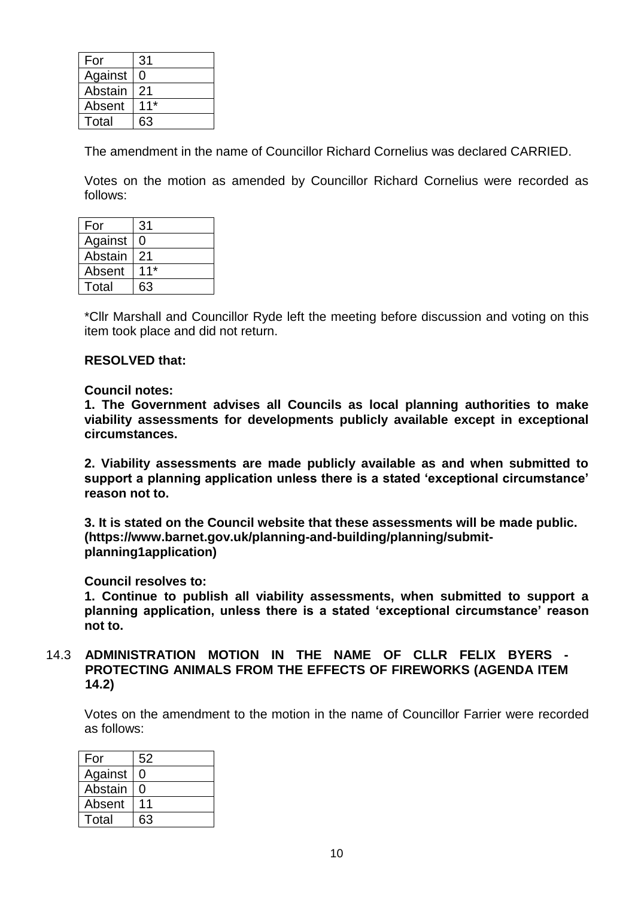| For | 31 |
| --- | --- |
| Against | 0 |
| Abstain | 21 |
| Absent | 11* |
| Total | 63 |

The amendment in the name of Councillor Richard Cornelius was declared CARRIED.

Votes on the motion as amended by Councillor Richard Cornelius were recorded as follows:

| For | 31 |
| --- | --- |
| Against | 0 |
| Abstain | 21 |
| Absent | 11* |
| Total | 63 |

*Cllr Marshall and Councillor Ryde left the meeting before discussion and voting on this item took place and did not return.

**RESOLVED that:**

**Council notes:**

**1. The Government advises all Councils as local planning authorities to make viability assessments for developments publicly available except in exceptional circumstances.**

**2. Viability assessments are made publicly available as and when submitted to support a planning application unless there is a stated 'exceptional circumstance' reason not to.**

**3. It is stated on the Council website that these assessments will be made public. (https://www.barnet.gov.uk/planning-and-building/planning/submit-planning1application)**

**Council resolves to:**

**1. Continue to publish all viability assessments, when submitted to support a planning application, unless there is a stated 'exceptional circumstance' reason not to.**

### 14.3 ADMINISTRATION MOTION IN THE NAME OF CLLR FELIX BYERS - PROTECTING ANIMALS FROM THE EFFECTS OF FIREWORKS (AGENDA ITEM 14.2)

Votes on the amendment to the motion in the name of Councillor Farrier were recorded as follows:

| For | 52 |
| --- | --- |
| Against | 0 |
| Abstain | 0 |
| Absent | 11 |
| Total | 63 |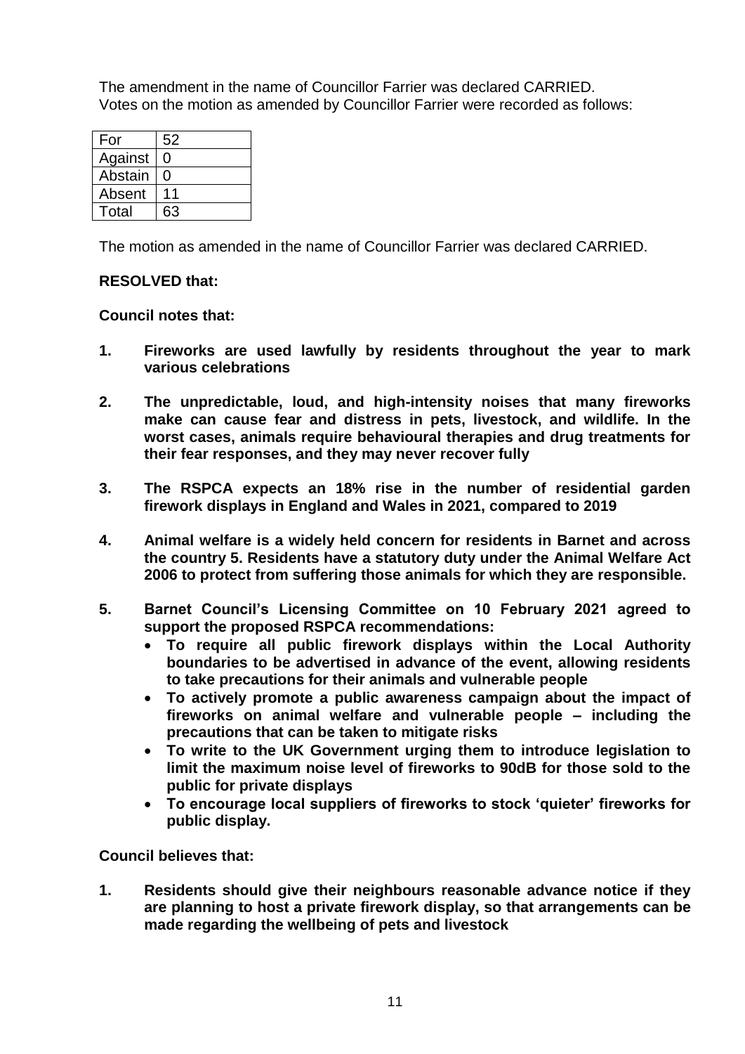The amendment in the name of Councillor Farrier was declared CARRIED.
Votes on the motion as amended by Councillor Farrier were recorded as follows:

| For | 52 |
|---|---|
| Against | 0 |
| Abstain | 0 |
| Absent | 11 |
| Total | 63 |

The motion as amended in the name of Councillor Farrier was declared CARRIED.

**RESOLVED that:**

**Council notes that:**

1. **Fireworks are used lawfully by residents throughout the year to mark various celebrations**

2. **The unpredictable, loud, and high-intensity noises that many fireworks make can cause fear and distress in pets, livestock, and wildlife. In the worst cases, animals require behavioural therapies and drug treatments for their fear responses, and they may never recover fully**

3. **The RSPCA expects an 18% rise in the number of residential garden firework displays in England and Wales in 2021, compared to 2019**

4. **Animal welfare is a widely held concern for residents in Barnet and across the country 5. Residents have a statutory duty under the Animal Welfare Act 2006 to protect from suffering those animals for which they are responsible.**

5. **Barnet Council's Licensing Committee on 10 February 2021 agreed to support the proposed RSPCA recommendations:**
   - **To require all public firework displays within the Local Authority boundaries to be advertised in advance of the event, allowing residents to take precautions for their animals and vulnerable people**
   - **To actively promote a public awareness campaign about the impact of fireworks on animal welfare and vulnerable people – including the precautions that can be taken to mitigate risks**
   - **To write to the UK Government urging them to introduce legislation to limit the maximum noise level of fireworks to 90dB for those sold to the public for private displays**
   - **To encourage local suppliers of fireworks to stock 'quieter' fireworks for public display.**

**Council believes that:**

1. **Residents should give their neighbours reasonable advance notice if they are planning to host a private firework display, so that arrangements can be made regarding the wellbeing of pets and livestock**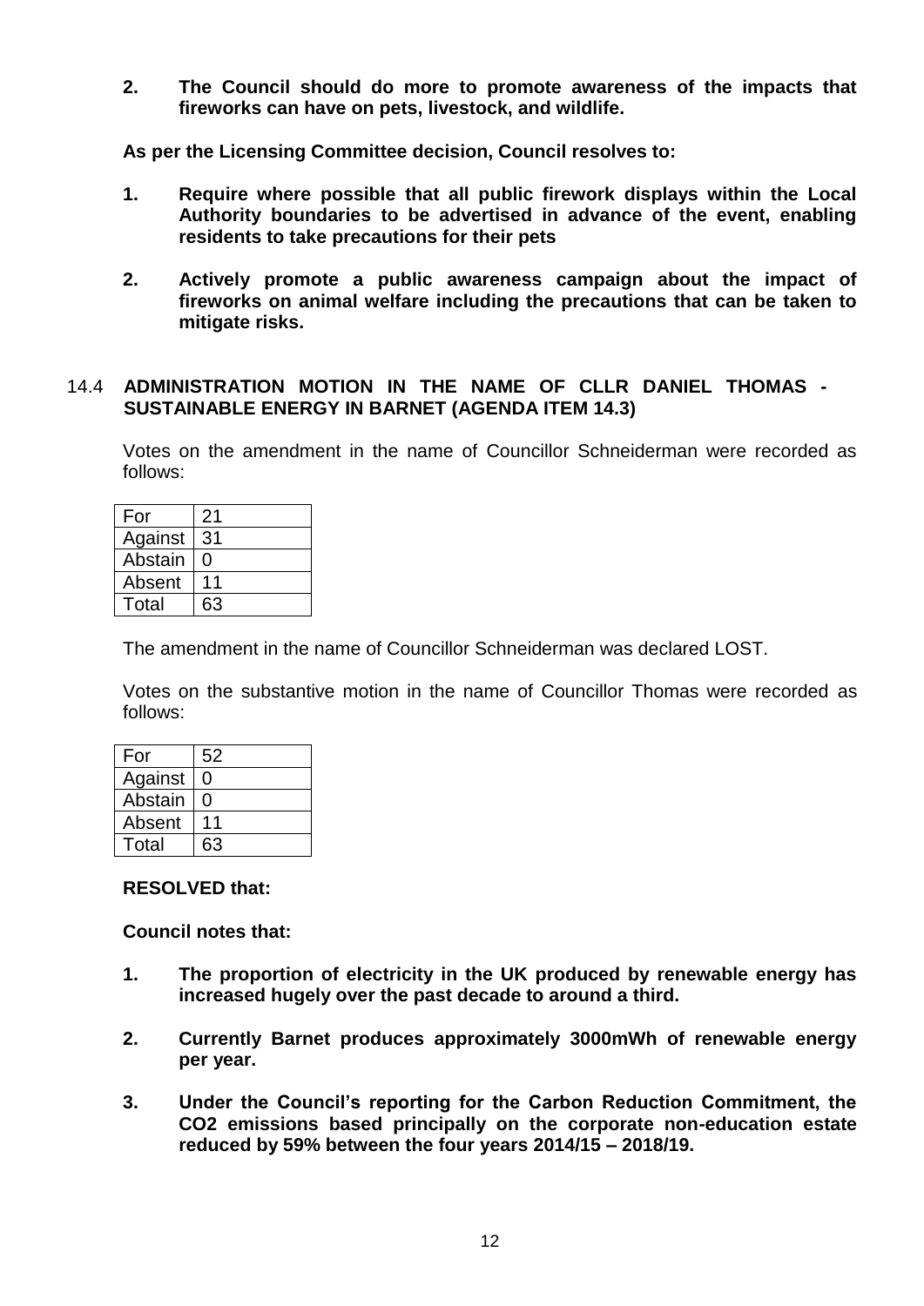**2. The Council should do more to promote awareness of the impacts that fireworks can have on pets, livestock, and wildlife.**

**As per the Licensing Committee decision, Council resolves to:**

**1. Require where possible that all public firework displays within the Local Authority boundaries to be advertised in advance of the event, enabling residents to take precautions for their pets**

**2. Actively promote a public awareness campaign about the impact of fireworks on animal welfare including the precautions that can be taken to mitigate risks.**

## 14.4 ADMINISTRATION MOTION IN THE NAME OF CLLR DANIEL THOMAS - SUSTAINABLE ENERGY IN BARNET (AGENDA ITEM 14.3)

Votes on the amendment in the name of Councillor Schneiderman were recorded as follows:

| For | 21 |
|---|---|
| Against | 31 |
| Abstain | 0 |
| Absent | 11 |
| Total | 63 |

The amendment in the name of Councillor Schneiderman was declared LOST.

Votes on the substantive motion in the name of Councillor Thomas were recorded as follows:

| For | 52 |
|---|---|
| Against | 0 |
| Abstain | 0 |
| Absent | 11 |
| Total | 63 |

**RESOLVED that:**

**Council notes that:**

**1. The proportion of electricity in the UK produced by renewable energy has increased hugely over the past decade to around a third.**

**2. Currently Barnet produces approximately 3000mWh of renewable energy per year.**

**3. Under the Council's reporting for the Carbon Reduction Commitment, the CO2 emissions based principally on the corporate non-education estate reduced by 59% between the four years 2014/15 – 2018/19.**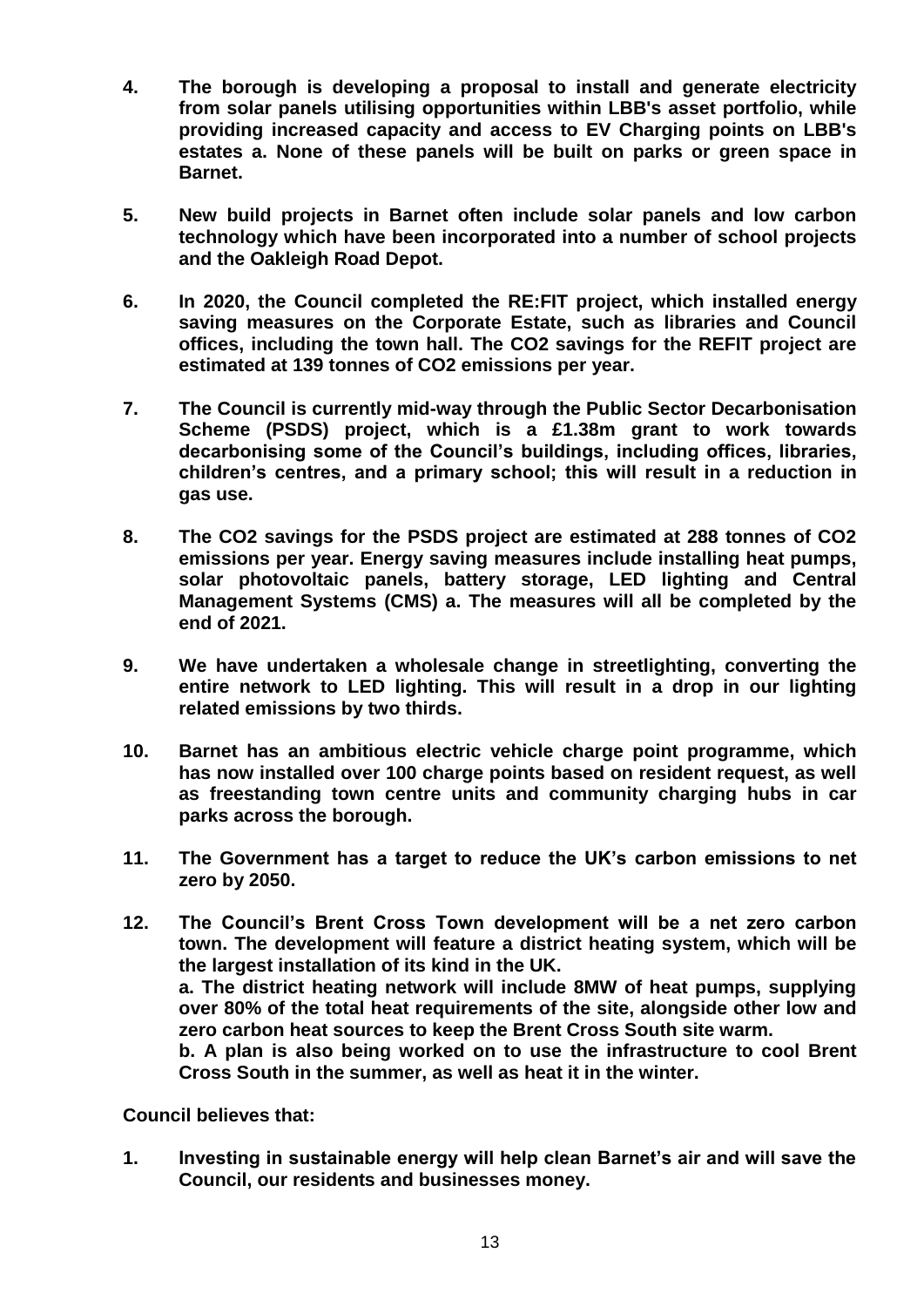**4. The borough is developing a proposal to install and generate electricity from solar panels utilising opportunities within LBB's asset portfolio, while providing increased capacity and access to EV Charging points on LBB's estates a. None of these panels will be built on parks or green space in Barnet.**

**5. New build projects in Barnet often include solar panels and low carbon technology which have been incorporated into a number of school projects and the Oakleigh Road Depot.**

**6. In 2020, the Council completed the RE:FIT project, which installed energy saving measures on the Corporate Estate, such as libraries and Council offices, including the town hall. The CO2 savings for the REFIT project are estimated at 139 tonnes of CO2 emissions per year.**

**7. The Council is currently mid-way through the Public Sector Decarbonisation Scheme (PSDS) project, which is a £1.38m grant to work towards decarbonising some of the Council's buildings, including offices, libraries, children's centres, and a primary school; this will result in a reduction in gas use.**

**8. The CO2 savings for the PSDS project are estimated at 288 tonnes of CO2 emissions per year. Energy saving measures include installing heat pumps, solar photovoltaic panels, battery storage, LED lighting and Central Management Systems (CMS) a. The measures will all be completed by the end of 2021.**

**9. We have undertaken a wholesale change in streetlighting, converting the entire network to LED lighting. This will result in a drop in our lighting related emissions by two thirds.**

**10. Barnet has an ambitious electric vehicle charge point programme, which has now installed over 100 charge points based on resident request, as well as freestanding town centre units and community charging hubs in car parks across the borough.**

**11. The Government has a target to reduce the UK's carbon emissions to net zero by 2050.**

**12. The Council's Brent Cross Town development will be a net zero carbon town. The development will feature a district heating system, which will be the largest installation of its kind in the UK.**
**a. The district heating network will include 8MW of heat pumps, supplying over 80% of the total heat requirements of the site, alongside other low and zero carbon heat sources to keep the Brent Cross South site warm.**
**b. A plan is also being worked on to use the infrastructure to cool Brent Cross South in the summer, as well as heat it in the winter.**

**Council believes that:**

**1. Investing in sustainable energy will help clean Barnet's air and will save the Council, our residents and businesses money.**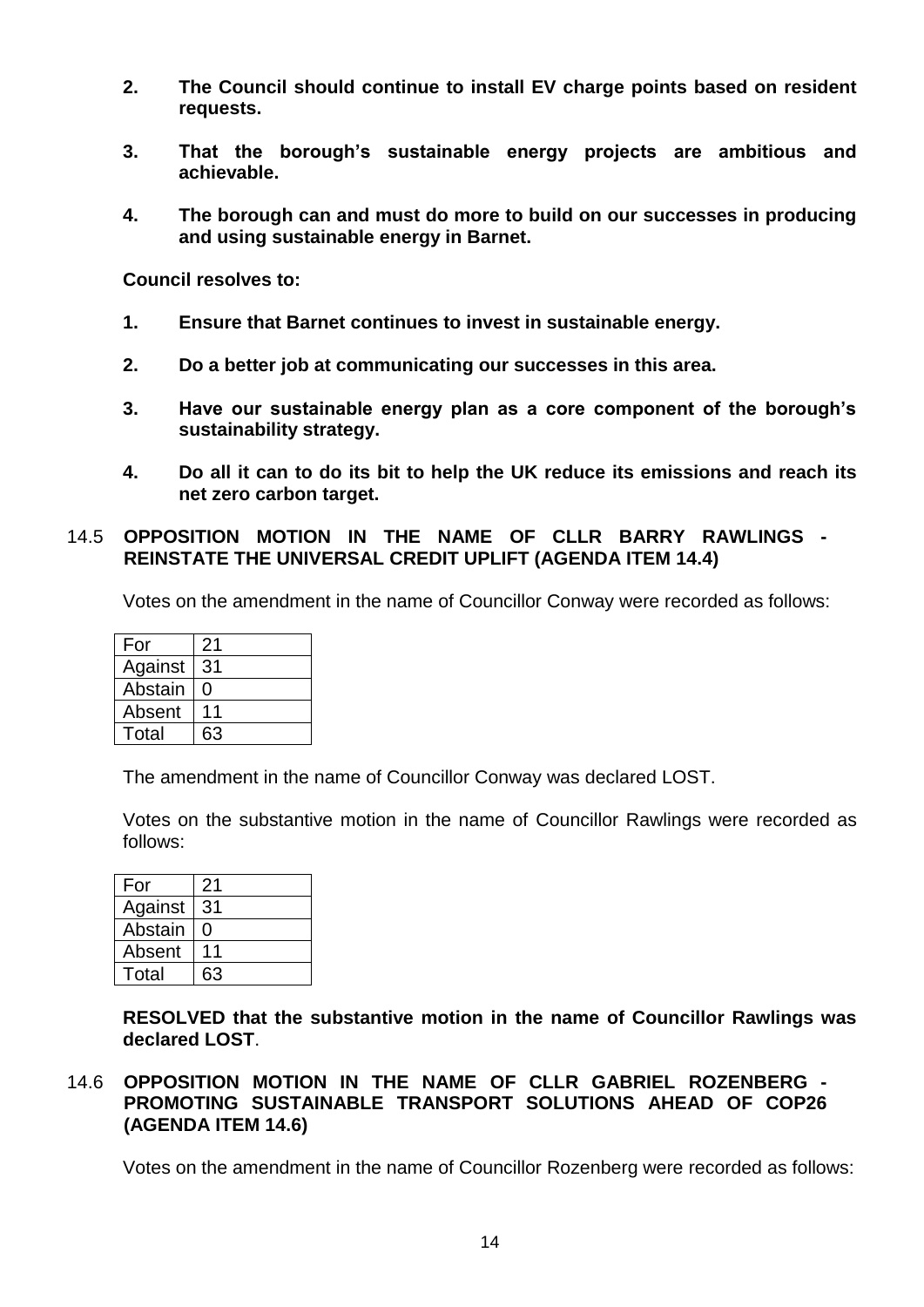**2. The Council should continue to install EV charge points based on resident requests.**

**3. That the borough's sustainable energy projects are ambitious and achievable.**

**4. The borough can and must do more to build on our successes in producing and using sustainable energy in Barnet.**

**Council resolves to:**

**1. Ensure that Barnet continues to invest in sustainable energy.**

**2. Do a better job at communicating our successes in this area.**

**3. Have our sustainable energy plan as a core component of the borough's sustainability strategy.**

**4. Do all it can to do its bit to help the UK reduce its emissions and reach its net zero carbon target.**

14.5 **OPPOSITION MOTION IN THE NAME OF CLLR BARRY RAWLINGS - REINSTATE THE UNIVERSAL CREDIT UPLIFT (AGENDA ITEM 14.4)**

Votes on the amendment in the name of Councillor Conway were recorded as follows:

| For | 21 |
|---|---|
| Against | 31 |
| Abstain | 0 |
| Absent | 11 |
| Total | 63 |

The amendment in the name of Councillor Conway was declared LOST.

Votes on the substantive motion in the name of Councillor Rawlings were recorded as follows:

| For | 21 |
|---|---|
| Against | 31 |
| Abstain | 0 |
| Absent | 11 |
| Total | 63 |

**RESOLVED that the substantive motion in the name of Councillor Rawlings was declared LOST**.

14.6 **OPPOSITION MOTION IN THE NAME OF CLLR GABRIEL ROZENBERG - PROMOTING SUSTAINABLE TRANSPORT SOLUTIONS AHEAD OF COP26 (AGENDA ITEM 14.6)**

Votes on the amendment in the name of Councillor Rozenberg were recorded as follows: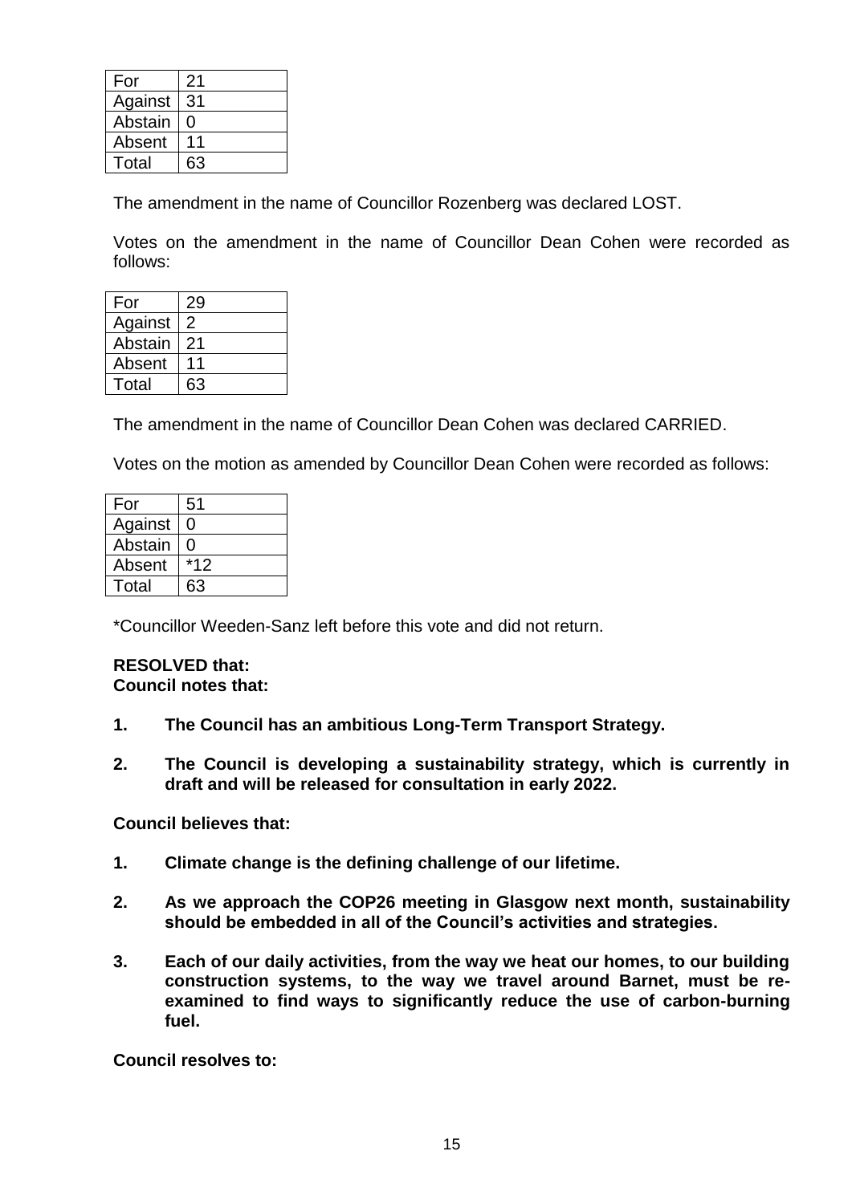| For | 21 |
|---|---|
| Against | 31 |
| Abstain | 0 |
| Absent | 11 |
| Total | 63 |

The amendment in the name of Councillor Rozenberg was declared LOST.

Votes on the amendment in the name of Councillor Dean Cohen were recorded as follows:

| For | 29 |
|---|---|
| Against | 2 |
| Abstain | 21 |
| Absent | 11 |
| Total | 63 |

The amendment in the name of Councillor Dean Cohen was declared CARRIED.

Votes on the motion as amended by Councillor Dean Cohen were recorded as follows:

| For | 51 |
|---|---|
| Against | 0 |
| Abstain | 0 |
| Absent | *12 |
| Total | 63 |

*Councillor Weeden-Sanz left before this vote and did not return.

**RESOLVED that:**
**Council notes that:**

1. **The Council has an ambitious Long-Term Transport Strategy.**

2. **The Council is developing a sustainability strategy, which is currently in draft and will be released for consultation in early 2022.**

**Council believes that:**

1. **Climate change is the defining challenge of our lifetime.**

2. **As we approach the COP26 meeting in Glasgow next month, sustainability should be embedded in all of the Council's activities and strategies.**

3. **Each of our daily activities, from the way we heat our homes, to our building construction systems, to the way we travel around Barnet, must be re-examined to find ways to significantly reduce the use of carbon-burning fuel.**

**Council resolves to:**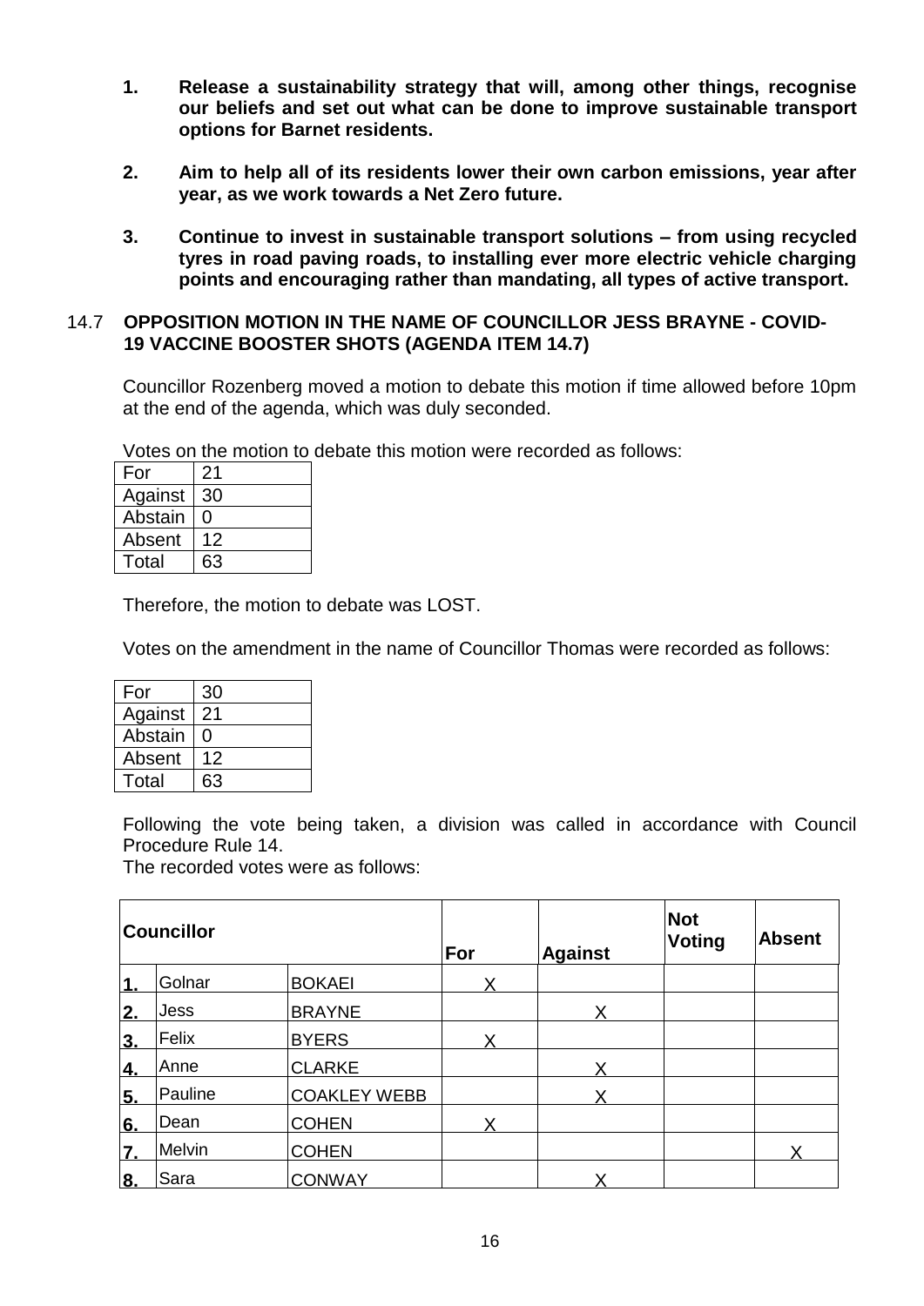1. **Release a sustainability strategy that will, among other things, recognise our beliefs and set out what can be done to improve sustainable transport options for Barnet residents.**

2. **Aim to help all of its residents lower their own carbon emissions, year after year, as we work towards a Net Zero future.**

3. **Continue to invest in sustainable transport solutions – from using recycled tyres in road paving roads, to installing ever more electric vehicle charging points and encouraging rather than mandating, all types of active transport.**

### 14.7 OPPOSITION MOTION IN THE NAME OF COUNCILLOR JESS BRAYNE - COVID-19 VACCINE BOOSTER SHOTS (AGENDA ITEM 14.7)

Councillor Rozenberg moved a motion to debate this motion if time allowed before 10pm at the end of the agenda, which was duly seconded.

Votes on the motion to debate this motion were recorded as follows:

| | |
|---|---|
| For | 21 |
| Against | 30 |
| Abstain | 0 |
| Absent | 12 |
| Total | 63 |

Therefore, the motion to debate was LOST.

Votes on the amendment in the name of Councillor Thomas were recorded as follows:

| | |
|---|---|
| For | 30 |
| Against | 21 |
| Abstain | 0 |
| Absent | 12 |
| Total | 63 |

Following the vote being taken, a division was called in accordance with Council Procedure Rule 14.
The recorded votes were as follows:

| Councillor | | | For | Against | Not Voting | Absent |
|---|---|---|---|---|---|---|
| 1. | Golnar | BOKAEI | X | | | |
| 2. | Jess | BRAYNE | | X | | |
| 3. | Felix | BYERS | X | | | |
| 4. | Anne | CLARKE | | X | | |
| 5. | Pauline | COAKLEY WEBB | | X | | |
| 6. | Dean | COHEN | X | | | |
| 7. | Melvin | COHEN | | | | X |
| 8. | Sara | CONWAY | | X | | |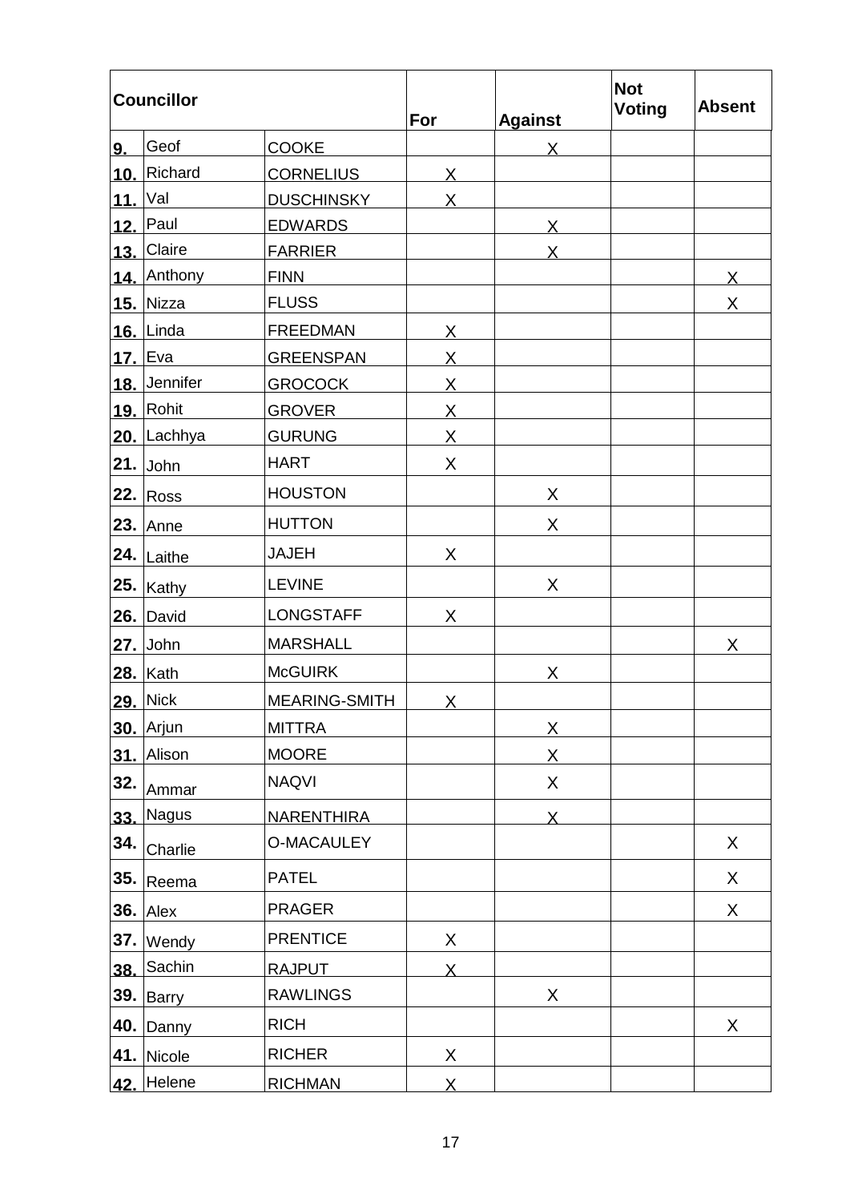| Councillor | | | For | Against | Not Voting | Absent |
|---|---|---|---|---|---|---|
| **9.** | Geof | COOKE | | X | | |
| **10.** | Richard | CORNELIUS | X | | | |
| **11.** | Val | DUSCHINSKY | X | | | |
| **12.** | Paul | EDWARDS | | X | | |
| **13.** | Claire | FARRIER | | X | | |
| **14.** | Anthony | FINN | | | | X |
| **15.** | Nizza | FLUSS | | | | X |
| **16.** | Linda | FREEDMAN | X | | | |
| **17.** | Eva | GREENSPAN | X | | | |
| **18.** | Jennifer | GROCOCK | X | | | |
| **19.** | Rohit | GROVER | X | | | |
| **20.** | Lachhya | GURUNG | X | | | |
| **21.** | John | HART | X | | | |
| **22.** | Ross | HOUSTON | | X | | |
| **23.** | Anne | HUTTON | | X | | |
| **24.** | Laithe | JAJEH | X | | | |
| **25.** | Kathy | LEVINE | | X | | |
| **26.** | David | LONGSTAFF | X | | | |
| **27.** | John | MARSHALL | | | | X |
| **28.** | Kath | McGUIRK | | X | | |
| **29.** | Nick | MEARING-SMITH | X | | | |
| **30.** | Arjun | MITTRA | | X | | |
| **31.** | Alison | MOORE | | X | | |
| **32.** | Ammar | NAQVI | | X | | |
| **33.** | Nagus | NARENTHIRA | | X | | |
| **34.** | Charlie | O-MACAULEY | | | | X |
| **35.** | Reema | PATEL | | | | X |
| **36.** | Alex | PRAGER | | | | X |
| **37.** | Wendy | PRENTICE | X | | | |
| **38.** | Sachin | RAJPUT | X | | | |
| **39.** | Barry | RAWLINGS | | X | | |
| **40.** | Danny | RICH | | | | X |
| **41.** | Nicole | RICHER | X | | | |
| **42.** | Helene | RICHMAN | X | | | |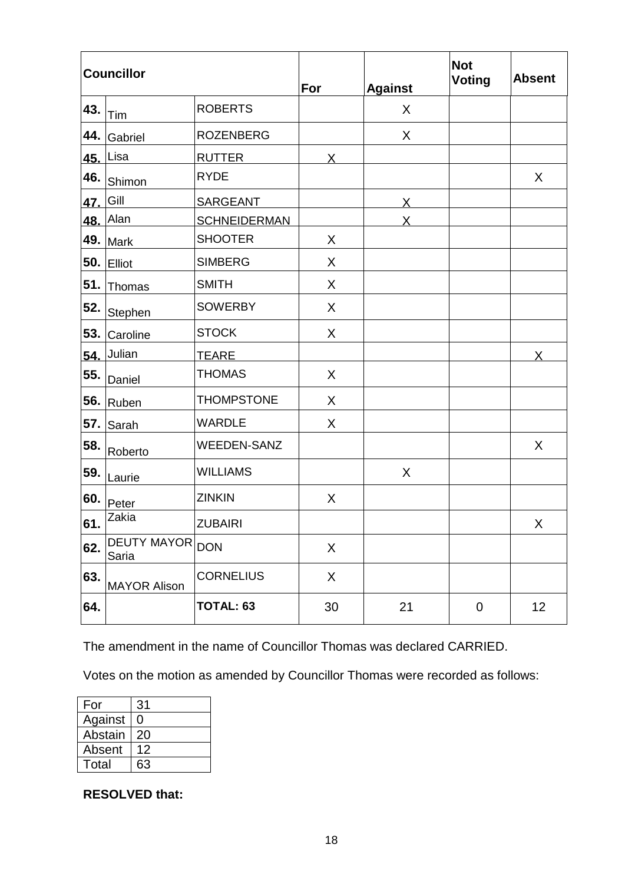| Councillor | | | For | Against | Not Voting | Absent |
|---|---|---|---|---|---|---|
| 43. | Tim | ROBERTS | | X | | |
| 44. | Gabriel | ROZENBERG | | X | | |
| 45. | Lisa | RUTTER | X | | | |
| 46. | Shimon | RYDE | | | | X |
| 47. | Gill | SARGEANT | | X | | |
| 48. | Alan | SCHNEIDERMAN | | X | | |
| 49. | Mark | SHOOTER | X | | | |
| 50. | Elliot | SIMBERG | X | | | |
| 51. | Thomas | SMITH | X | | | |
| 52. | Stephen | SOWERBY | X | | | |
| 53. | Caroline | STOCK | X | | | |
| 54. | Julian | TEARE | | | | X |
| 55. | Daniel | THOMAS | X | | | |
| 56. | Ruben | THOMPSTONE | X | | | |
| 57. | Sarah | WARDLE | X | | | |
| 58. | Roberto | WEEDEN-SANZ | | | | X |
| 59. | Laurie | WILLIAMS | | X | | |
| 60. | Peter | ZINKIN | X | | | |
| 61. | Zakia | ZUBAIRI | | | | X |
| 62. | DEUTY MAYOR Saria | DON | X | | | |
| 63. | MAYOR Alison | CORNELIUS | X | | | |
| 64. | | **TOTAL: 63** | 30 | 21 | 0 | 12 |

The amendment in the name of Councillor Thomas was declared CARRIED.

Votes on the motion as amended by Councillor Thomas were recorded as follows:

| For | 31 |
|---|---|
| Against | 0 |
| Abstain | 20 |
| Absent | 12 |
| Total | 63 |

**RESOLVED that:**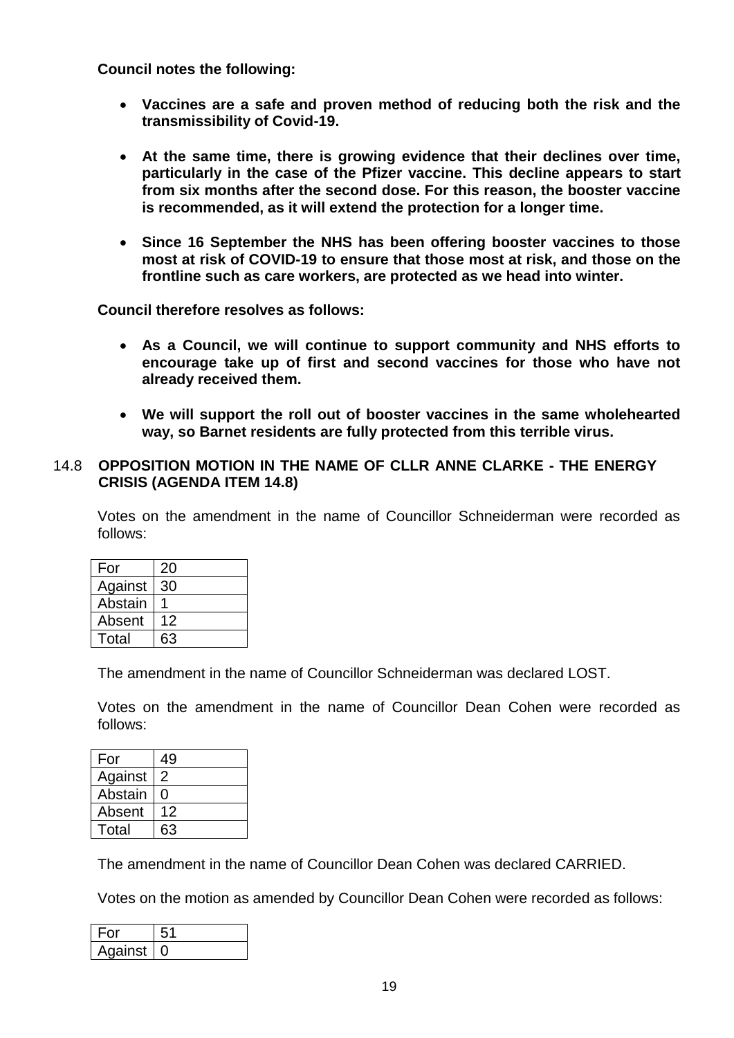**Council notes the following:**

- **Vaccines are a safe and proven method of reducing both the risk and the transmissibility of Covid-19.**

- **At the same time, there is growing evidence that their declines over time, particularly in the case of the Pfizer vaccine. This decline appears to start from six months after the second dose. For this reason, the booster vaccine is recommended, as it will extend the protection for a longer time.**

- **Since 16 September the NHS has been offering booster vaccines to those most at risk of COVID-19 to ensure that those most at risk, and those on the frontline such as care workers, are protected as we head into winter.**

**Council therefore resolves as follows:**

- **As a Council, we will continue to support community and NHS efforts to encourage take up of first and second vaccines for those who have not already received them.**

- **We will support the roll out of booster vaccines in the same wholehearted way, so Barnet residents are fully protected from this terrible virus.**

### 14.8 OPPOSITION MOTION IN THE NAME OF CLLR ANNE CLARKE - THE ENERGY CRISIS (AGENDA ITEM 14.8)

Votes on the amendment in the name of Councillor Schneiderman were recorded as follows:

| For | 20 |
|---|---|
| Against | 30 |
| Abstain | 1 |
| Absent | 12 |
| Total | 63 |

The amendment in the name of Councillor Schneiderman was declared LOST.

Votes on the amendment in the name of Councillor Dean Cohen were recorded as follows:

| For | 49 |
|---|---|
| Against | 2 |
| Abstain | 0 |
| Absent | 12 |
| Total | 63 |

The amendment in the name of Councillor Dean Cohen was declared CARRIED.

Votes on the motion as amended by Councillor Dean Cohen were recorded as follows:

| For | 51 |
|---|---|
| Against | 0 |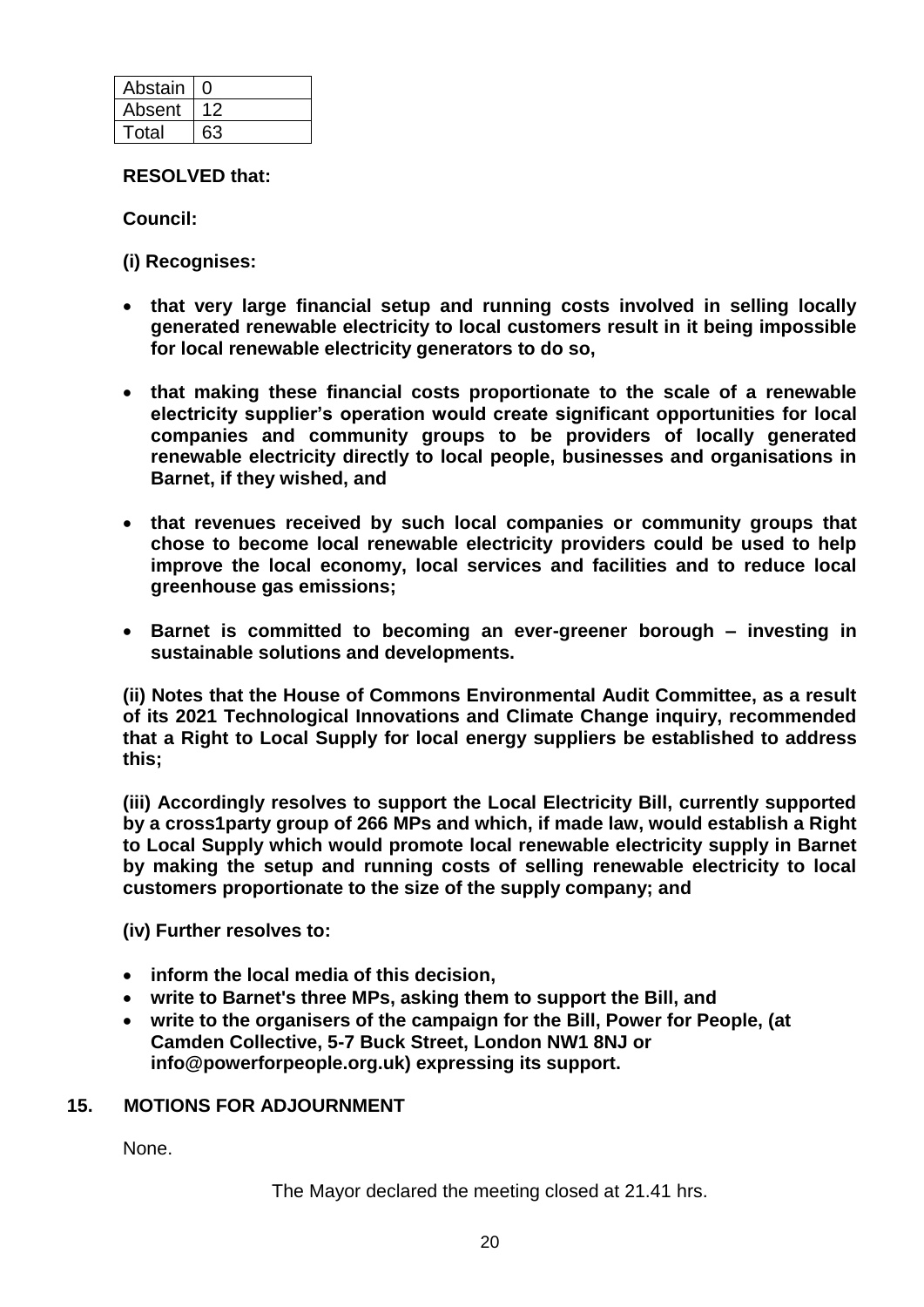| | |
|---|---|
| Abstain | 0 |
| Absent | 12 |
| Total | 63 |

**RESOLVED that:**

**Council:**

**(i) Recognises:**

- **that very large financial setup and running costs involved in selling locally generated renewable electricity to local customers result in it being impossible for local renewable electricity generators to do so,**
- **that making these financial costs proportionate to the scale of a renewable electricity supplier's operation would create significant opportunities for local companies and community groups to be providers of locally generated renewable electricity directly to local people, businesses and organisations in Barnet, if they wished, and**
- **that revenues received by such local companies or community groups that chose to become local renewable electricity providers could be used to help improve the local economy, local services and facilities and to reduce local greenhouse gas emissions;**
- **Barnet is committed to becoming an ever-greener borough – investing in sustainable solutions and developments.**

**(ii) Notes that the House of Commons Environmental Audit Committee, as a result of its 2021 Technological Innovations and Climate Change inquiry, recommended that a Right to Local Supply for local energy suppliers be established to address this;**

**(iii) Accordingly resolves to support the Local Electricity Bill, currently supported by a cross1party group of 266 MPs and which, if made law, would establish a Right to Local Supply which would promote local renewable electricity supply in Barnet by making the setup and running costs of selling renewable electricity to local customers proportionate to the size of the supply company; and**

**(iv) Further resolves to:**

- **inform the local media of this decision,**
- **write to Barnet's three MPs, asking them to support the Bill, and**
- **write to the organisers of the campaign for the Bill, Power for People, (at Camden Collective, 5-7 Buck Street, London NW1 8NJ or info@powerforpeople.org.uk) expressing its support.**

## 15. MOTIONS FOR ADJOURNMENT

None.

The Mayor declared the meeting closed at 21.41 hrs.